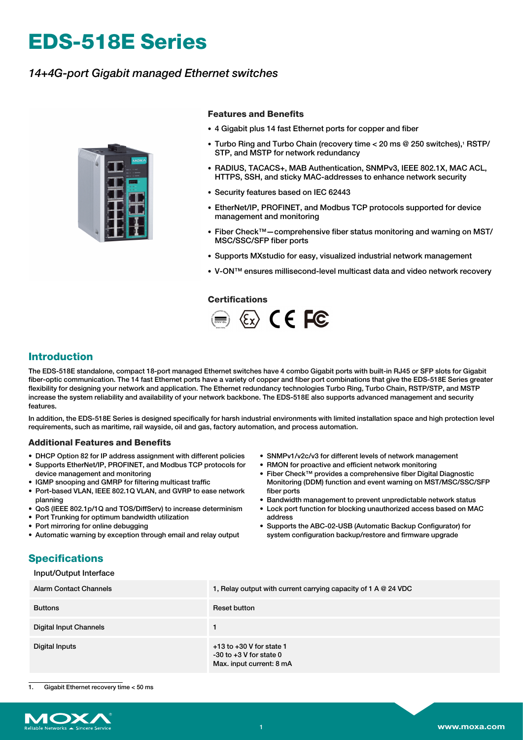# EDS-518E Series

*14+4G-port Gigabit managed Ethernet switches*

### Features and Benefits

- 4 Gigabit plus 14 fast Ethernet ports for copper and fiber
- Turbo Ring and Turbo Chain (recovery time < 20 ms @ 250 switches),[1] RSTP/STP, and MSTP for network redundancy
- RADIUS, TACACS+, MAB Authentication, SNMPv3, IEEE 802.1X, MAC ACL, HTTPS, SSH, and sticky MAC-addresses to enhance network security
- Security features based on IEC 62443
- EtherNet/IP, PROFINET, and Modbus TCP protocols supported for device management and monitoring
- Fiber Check™—comprehensive fiber status monitoring and warning on MST/MSC/SSC/SFP fiber ports
- Supports MXstudio for easy, visualized industrial network management
- V-ON™ ensures millisecond-level multicast data and video network recovery

### Certifications

## Introduction

The EDS-518E standalone, compact 18-port managed Ethernet switches have 4 combo Gigabit ports with built-in RJ45 or SFP slots for Gigabit fiber-optic communication. The 14 fast Ethernet ports have a variety of copper and fiber port combinations that give the EDS-518E Series greater flexibility for designing your network and application. The Ethernet redundancy technologies Turbo Ring, Turbo Chain, RSTP/STP, and MSTP increase the system reliability and availability of your network backbone. The EDS-518E also supports advanced management and security features.

In addition, the EDS-518E Series is designed specifically for harsh industrial environments with limited installation space and high protection level requirements, such as maritime, rail wayside, oil and gas, factory automation, and process automation.

### Additional Features and Benefits

- DHCP Option 82 for IP address assignment with different policies
- Supports EtherNet/IP, PROFINET, and Modbus TCP protocols for device management and monitoring
- IGMP snooping and GMRP for filtering multicast traffic
- Port-based VLAN, IEEE 802.1Q VLAN, and GVRP to ease network planning
- QoS (IEEE 802.1p/1Q and TOS/DiffServ) to increase determinism
- Port Trunking for optimum bandwidth utilization
- Port mirroring for online debugging
- Automatic warning by exception through email and relay output
- SNMPv1/v2c/v3 for different levels of network management
- RMON for proactive and efficient network monitoring
- Fiber Check™ provides a comprehensive fiber Digital Diagnostic Monitoring (DDM) function and event warning on MST/MSC/SSC/SFP fiber ports
- Bandwidth management to prevent unpredictable network status
- Lock port function for blocking unauthorized access based on MAC address
- Supports the ABC-02-USB (Automatic Backup Configurator) for system configuration backup/restore and firmware upgrade

## Specifications

Input/Output Interface

| | |
|---|---|
| Alarm Contact Channels | 1, Relay output with current carrying capacity of 1 A @ 24 VDC |
| Buttons | Reset button |
| Digital Input Channels | 1 |
| Digital Inputs | +13 to +30 V for state 1<br>-30 to +3 V for state 0<br>Max. input current: 8 mA |

1. Gigabit Ethernet recovery time < 50 ms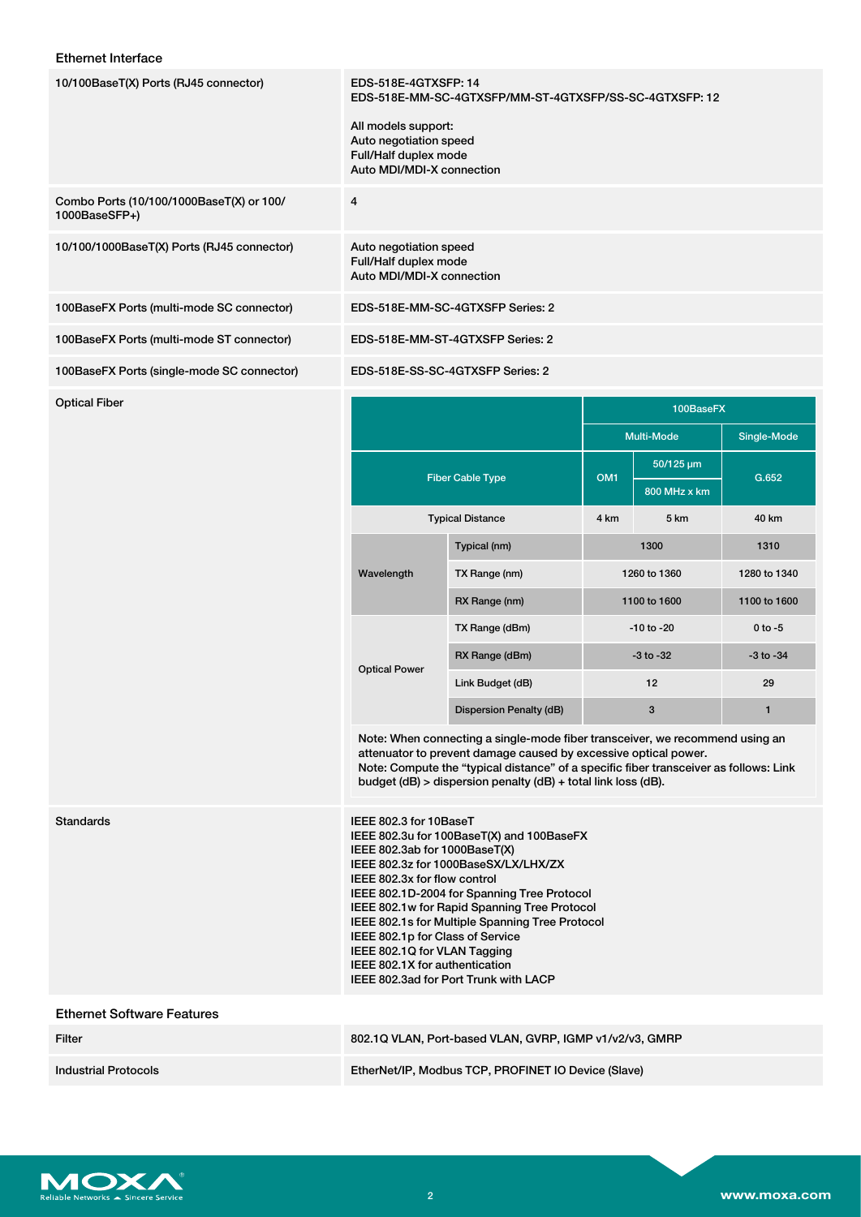## Ethernet Interface

| | |
|---|---|
| 10/100BaseT(X) Ports (RJ45 connector) | EDS-518E-4GTXSFP: 14<br>EDS-518E-MM-SC-4GTXSFP/MM-ST-4GTXSFP/SS-SC-4GTXSFP: 12<br><br>All models support:<br>Auto negotiation speed<br>Full/Half duplex mode<br>Auto MDI/MDI-X connection |
| Combo Ports (10/100/1000BaseT(X) or 100/1000BaseSFP+) | 4 |
| 10/100/1000BaseT(X) Ports (RJ45 connector) | Auto negotiation speed<br>Full/Half duplex mode<br>Auto MDI/MDI-X connection |
| 100BaseFX Ports (multi-mode SC connector) | EDS-518E-MM-SC-4GTXSFP Series: 2 |
| 100BaseFX Ports (multi-mode ST connector) | EDS-518E-MM-ST-4GTXSFP Series: 2 |
| 100BaseFX Ports (single-mode SC connector) | EDS-518E-SS-SC-4GTXSFP Series: 2 |

### Optical Fiber

| | | 100BaseFX | | |
|---|---|---|---|---|
| | | Multi-Mode | | Single-Mode |
| Fiber Cable Type | | OM1 | 50/125 µm 800 MHz x km | G.652 |
| Typical Distance | | 4 km | 5 km | 40 km |
| Wavelength | Typical (nm) | 1300 | | 1310 |
| | TX Range (nm) | 1260 to 1360 | | 1280 to 1340 |
| | RX Range (nm) | 1100 to 1600 | | 1100 to 1600 |
| Optical Power | TX Range (dBm) | -10 to -20 | | 0 to -5 |
| | RX Range (dBm) | -3 to -32 | | -3 to -34 |
| | Link Budget (dB) | 12 | | 29 |
| | Dispersion Penalty (dB) | 3 | | 1 |

Note: When connecting a single-mode fiber transceiver, we recommend using an attenuator to prevent damage caused by excessive optical power.
Note: Compute the "typical distance" of a specific fiber transceiver as follows: Link budget (dB) > dispersion penalty (dB) + total link loss (dB).

| | |
|---|---|
| Standards | IEEE 802.3 for 10BaseT<br>IEEE 802.3u for 100BaseT(X) and 100BaseFX<br>IEEE 802.3ab for 1000BaseT(X)<br>IEEE 802.3z for 1000BaseSX/LX/LHX/ZX<br>IEEE 802.3x for flow control<br>IEEE 802.1D-2004 for Spanning Tree Protocol<br>IEEE 802.1w for Rapid Spanning Tree Protocol<br>IEEE 802.1s for Multiple Spanning Tree Protocol<br>IEEE 802.1p for Class of Service<br>IEEE 802.1Q for VLAN Tagging<br>IEEE 802.1X for authentication<br>IEEE 802.3ad for Port Trunk with LACP |

## Ethernet Software Features

| | |
|---|---|
| Filter | 802.1Q VLAN, Port-based VLAN, GVRP, IGMP v1/v2/v3, GMRP |
| Industrial Protocols | EtherNet/IP, Modbus TCP, PROFINET IO Device (Slave) |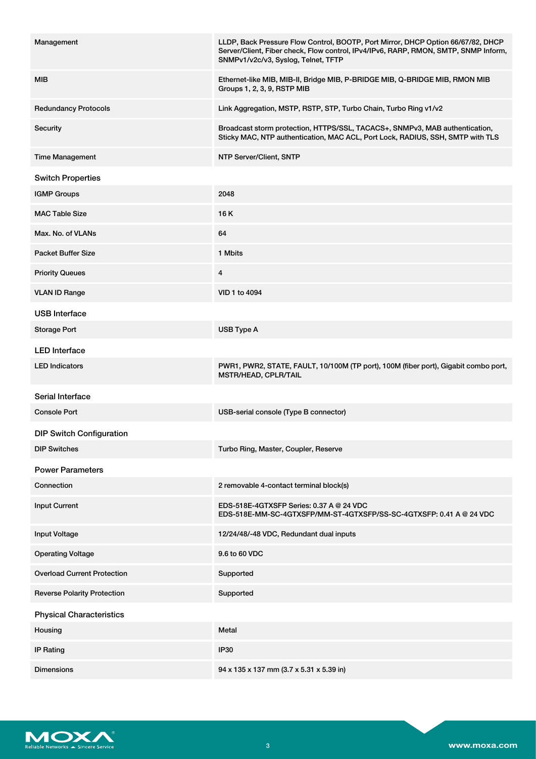| | |
|---|---|
| Management | LLDP, Back Pressure Flow Control, BOOTP, Port Mirror, DHCP Option 66/67/82, DHCP Server/Client, Fiber check, Flow control, IPv4/IPv6, RARP, RMON, SMTP, SNMP Inform, SNMPv1/v2c/v3, Syslog, Telnet, TFTP |
| MIB | Ethernet-like MIB, MIB-II, Bridge MIB, P-BRIDGE MIB, Q-BRIDGE MIB, RMON MIB Groups 1, 2, 3, 9, RSTP MIB |
| Redundancy Protocols | Link Aggregation, MSTP, RSTP, STP, Turbo Chain, Turbo Ring v1/v2 |
| Security | Broadcast storm protection, HTTPS/SSL, TACACS+, SNMPv3, MAB authentication, Sticky MAC, NTP authentication, MAC ACL, Port Lock, RADIUS, SSH, SMTP with TLS |
| Time Management | NTP Server/Client, SNTP |

## Switch Properties

| | |
|---|---|
| IGMP Groups | 2048 |
| MAC Table Size | 16 K |
| Max. No. of VLANs | 64 |
| Packet Buffer Size | 1 Mbits |
| Priority Queues | 4 |
| VLAN ID Range | VID 1 to 4094 |

## USB Interface

| | |
|---|---|
| Storage Port | USB Type A |

## LED Interface

| | |
|---|---|
| LED Indicators | PWR1, PWR2, STATE, FAULT, 10/100M (TP port), 100M (fiber port), Gigabit combo port, MSTR/HEAD, CPLR/TAIL |

## Serial Interface

| | |
|---|---|
| Console Port | USB-serial console (Type B connector) |

## DIP Switch Configuration

| | |
|---|---|
| DIP Switches | Turbo Ring, Master, Coupler, Reserve |

## Power Parameters

| | |
|---|---|
| Connection | 2 removable 4-contact terminal block(s) |
| Input Current | EDS-518E-4GTXSFP Series: 0.37 A @ 24 VDC<br>EDS-518E-MM-SC-4GTXSFP/MM-ST-4GTXSFP/SS-SC-4GTXSFP: 0.41 A @ 24 VDC |
| Input Voltage | 12/24/48/-48 VDC, Redundant dual inputs |
| Operating Voltage | 9.6 to 60 VDC |
| Overload Current Protection | Supported |
| Reverse Polarity Protection | Supported |

## Physical Characteristics

| | |
|---|---|
| Housing | Metal |
| IP Rating | IP30 |
| Dimensions | 94 x 135 x 137 mm (3.7 x 5.31 x 5.39 in) |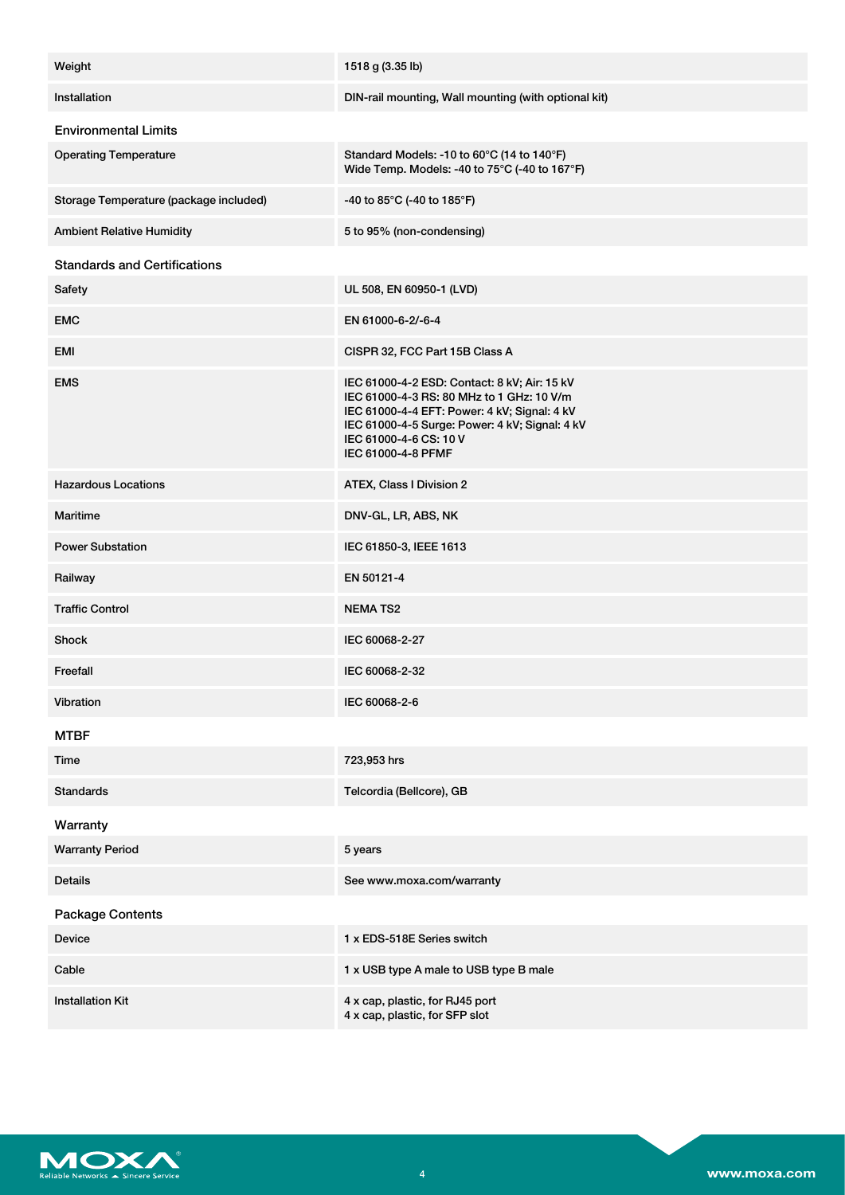| | |
|---|---|
| Weight | 1518 g (3.35 lb) |
| Installation | DIN-rail mounting, Wall mounting (with optional kit) |

### Environmental Limits

| | |
|---|---|
| Operating Temperature | Standard Models: -10 to 60°C (14 to 140°F)<br>Wide Temp. Models: -40 to 75°C (-40 to 167°F) |
| Storage Temperature (package included) | -40 to 85°C (-40 to 185°F) |
| Ambient Relative Humidity | 5 to 95% (non-condensing) |

### Standards and Certifications

| | |
|---|---|
| Safety | UL 508, EN 60950-1 (LVD) |
| EMC | EN 61000-6-2/-6-4 |
| EMI | CISPR 32, FCC Part 15B Class A |
| EMS | IEC 61000-4-2 ESD: Contact: 8 kV; Air: 15 kV<br>IEC 61000-4-3 RS: 80 MHz to 1 GHz: 10 V/m<br>IEC 61000-4-4 EFT: Power: 4 kV; Signal: 4 kV<br>IEC 61000-4-5 Surge: Power: 4 kV; Signal: 4 kV<br>IEC 61000-4-6 CS: 10 V<br>IEC 61000-4-8 PFMF |
| Hazardous Locations | ATEX, Class I Division 2 |
| Maritime | DNV-GL, LR, ABS, NK |
| Power Substation | IEC 61850-3, IEEE 1613 |
| Railway | EN 50121-4 |
| Traffic Control | NEMA TS2 |
| Shock | IEC 60068-2-27 |
| Freefall | IEC 60068-2-32 |
| Vibration | IEC 60068-2-6 |

### MTBF

| | |
|---|---|
| Time | 723,953 hrs |
| Standards | Telcordia (Bellcore), GB |

### Warranty

| | |
|---|---|
| Warranty Period | 5 years |
| Details | See www.moxa.com/warranty |

### Package Contents

| | |
|---|---|
| Device | 1 x EDS-518E Series switch |
| Cable | 1 x USB type A male to USB type B male |
| Installation Kit | 4 x cap, plastic, for RJ45 port<br>4 x cap, plastic, for SFP slot |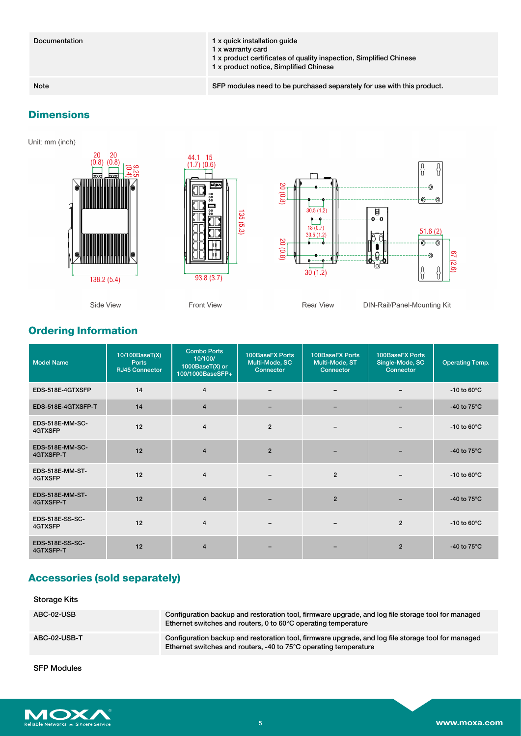| Documentation | 1 x quick installation guide<br>1 x warranty card<br>1 x product certificates of quality inspection, Simplified Chinese<br>1 x product notice, Simplified Chinese |
|---|---|
| Note | SFP modules need to be purchased separately for use with this product. |

## Dimensions

Unit: mm (inch)

Side View    Front View    Rear View    DIN-Rail/Panel-Mounting Kit

## Ordering Information

| Model Name | 10/100BaseT(X) Ports RJ45 Connector | Combo Ports 10/100/ 1000BaseT(X) or 100/1000BaseSFP+ | 100BaseFX Ports Multi-Mode, SC Connector | 100BaseFX Ports Multi-Mode, ST Connector | 100BaseFX Ports Single-Mode, SC Connector | Operating Temp. |
|---|---|---|---|---|---|---|
| EDS-518E-4GTXSFP | 14 | 4 | – | – | – | -10 to 60°C |
| EDS-518E-4GTXSFP-T | 14 | 4 | – | – | – | -40 to 75°C |
| EDS-518E-MM-SC-4GTXSFP | 12 | 4 | 2 | – | – | -10 to 60°C |
| EDS-518E-MM-SC-4GTXSFP-T | 12 | 4 | 2 | – | – | -40 to 75°C |
| EDS-518E-MM-ST-4GTXSFP | 12 | 4 | – | 2 | – | -10 to 60°C |
| EDS-518E-MM-ST-4GTXSFP-T | 12 | 4 | – | 2 | – | -40 to 75°C |
| EDS-518E-SS-SC-4GTXSFP | 12 | 4 | – | – | 2 | -10 to 60°C |
| EDS-518E-SS-SC-4GTXSFP-T | 12 | 4 | – | – | 2 | -40 to 75°C |

## Accessories (sold separately)

### Storage Kits

| ABC-02-USB | Configuration backup and restoration tool, firmware upgrade, and log file storage tool for managed Ethernet switches and routers, 0 to 60°C operating temperature |
|---|---|
| ABC-02-USB-T | Configuration backup and restoration tool, firmware upgrade, and log file storage tool for managed Ethernet switches and routers, -40 to 75°C operating temperature |

### SFP Modules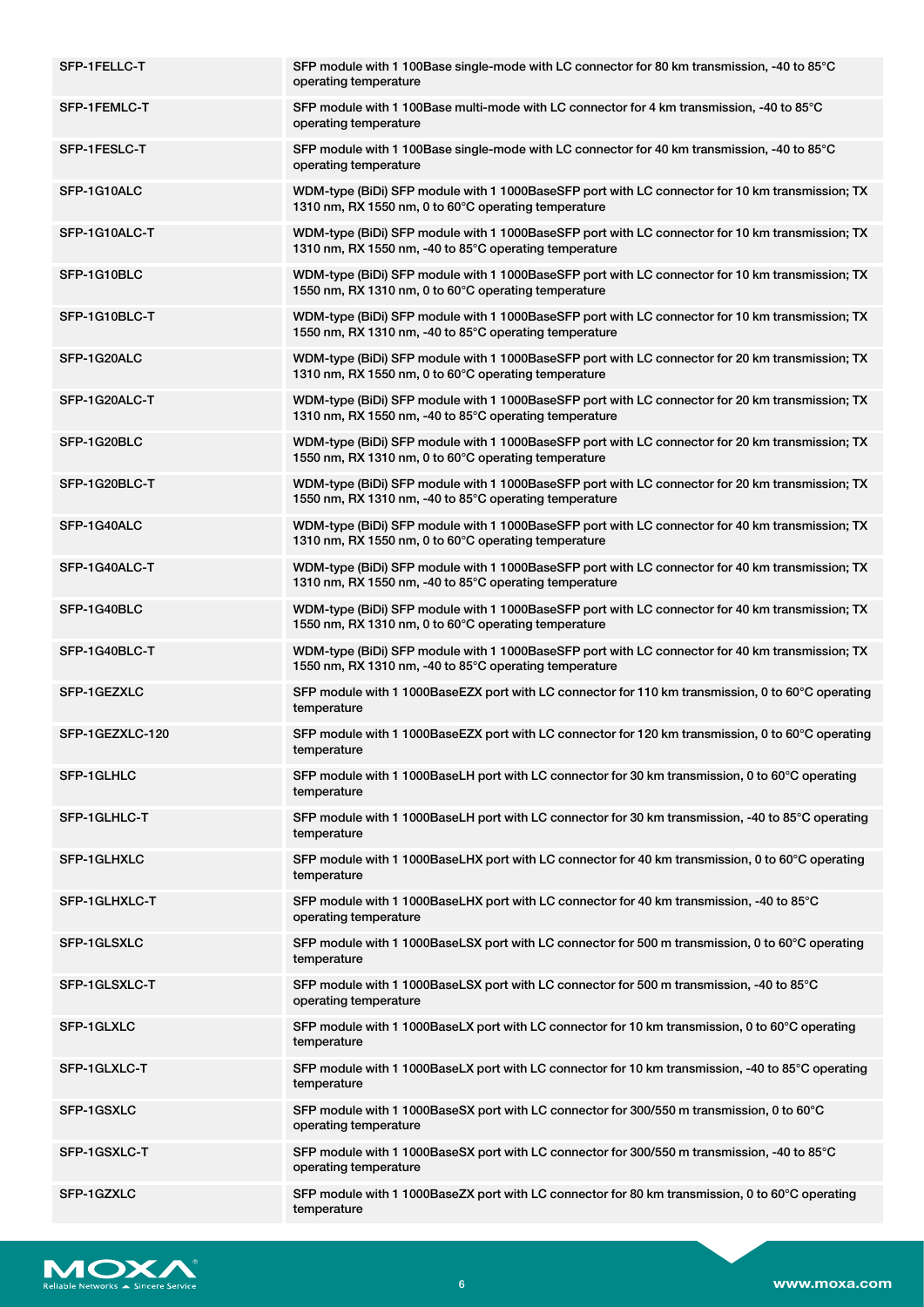| | |
|---|---|
| SFP-1FELLC-T | SFP module with 1 100Base single-mode with LC connector for 80 km transmission, -40 to 85°C operating temperature |
| SFP-1FEMLC-T | SFP module with 1 100Base multi-mode with LC connector for 4 km transmission, -40 to 85°C operating temperature |
| SFP-1FESLC-T | SFP module with 1 100Base single-mode with LC connector for 40 km transmission, -40 to 85°C operating temperature |
| SFP-1G10ALC | WDM-type (BiDi) SFP module with 1 1000BaseSFP port with LC connector for 10 km transmission; TX 1310 nm, RX 1550 nm, 0 to 60°C operating temperature |
| SFP-1G10ALC-T | WDM-type (BiDi) SFP module with 1 1000BaseSFP port with LC connector for 10 km transmission; TX 1310 nm, RX 1550 nm, -40 to 85°C operating temperature |
| SFP-1G10BLC | WDM-type (BiDi) SFP module with 1 1000BaseSFP port with LC connector for 10 km transmission; TX 1550 nm, RX 1310 nm, 0 to 60°C operating temperature |
| SFP-1G10BLC-T | WDM-type (BiDi) SFP module with 1 1000BaseSFP port with LC connector for 10 km transmission; TX 1550 nm, RX 1310 nm, -40 to 85°C operating temperature |
| SFP-1G20ALC | WDM-type (BiDi) SFP module with 1 1000BaseSFP port with LC connector for 20 km transmission; TX 1310 nm, RX 1550 nm, 0 to 60°C operating temperature |
| SFP-1G20ALC-T | WDM-type (BiDi) SFP module with 1 1000BaseSFP port with LC connector for 20 km transmission; TX 1310 nm, RX 1550 nm, -40 to 85°C operating temperature |
| SFP-1G20BLC | WDM-type (BiDi) SFP module with 1 1000BaseSFP port with LC connector for 20 km transmission; TX 1550 nm, RX 1310 nm, 0 to 60°C operating temperature |
| SFP-1G20BLC-T | WDM-type (BiDi) SFP module with 1 1000BaseSFP port with LC connector for 20 km transmission; TX 1550 nm, RX 1310 nm, -40 to 85°C operating temperature |
| SFP-1G40ALC | WDM-type (BiDi) SFP module with 1 1000BaseSFP port with LC connector for 40 km transmission; TX 1310 nm, RX 1550 nm, 0 to 60°C operating temperature |
| SFP-1G40ALC-T | WDM-type (BiDi) SFP module with 1 1000BaseSFP port with LC connector for 40 km transmission; TX 1310 nm, RX 1550 nm, -40 to 85°C operating temperature |
| SFP-1G40BLC | WDM-type (BiDi) SFP module with 1 1000BaseSFP port with LC connector for 40 km transmission; TX 1550 nm, RX 1310 nm, 0 to 60°C operating temperature |
| SFP-1G40BLC-T | WDM-type (BiDi) SFP module with 1 1000BaseSFP port with LC connector for 40 km transmission; TX 1550 nm, RX 1310 nm, -40 to 85°C operating temperature |
| SFP-1GEZXLC | SFP module with 1 1000BaseEZX port with LC connector for 110 km transmission, 0 to 60°C operating temperature |
| SFP-1GEZXLC-120 | SFP module with 1 1000BaseEZX port with LC connector for 120 km transmission, 0 to 60°C operating temperature |
| SFP-1GLHLC | SFP module with 1 1000BaseLH port with LC connector for 30 km transmission, 0 to 60°C operating temperature |
| SFP-1GLHLC-T | SFP module with 1 1000BaseLH port with LC connector for 30 km transmission, -40 to 85°C operating temperature |
| SFP-1GLHXLC | SFP module with 1 1000BaseLHX port with LC connector for 40 km transmission, 0 to 60°C operating temperature |
| SFP-1GLHXLC-T | SFP module with 1 1000BaseLHX port with LC connector for 40 km transmission, -40 to 85°C operating temperature |
| SFP-1GLSXLC | SFP module with 1 1000BaseLSX port with LC connector for 500 m transmission, 0 to 60°C operating temperature |
| SFP-1GLSXLC-T | SFP module with 1 1000BaseLSX port with LC connector for 500 m transmission, -40 to 85°C operating temperature |
| SFP-1GLXLC | SFP module with 1 1000BaseLX port with LC connector for 10 km transmission, 0 to 60°C operating temperature |
| SFP-1GLXLC-T | SFP module with 1 1000BaseLX port with LC connector for 10 km transmission, -40 to 85°C operating temperature |
| SFP-1GSXLC | SFP module with 1 1000BaseSX port with LC connector for 300/550 m transmission, 0 to 60°C operating temperature |
| SFP-1GSXLC-T | SFP module with 1 1000BaseSX port with LC connector for 300/550 m transmission, -40 to 85°C operating temperature |
| SFP-1GZXLC | SFP module with 1 1000BaseZX port with LC connector for 80 km transmission, 0 to 60°C operating temperature |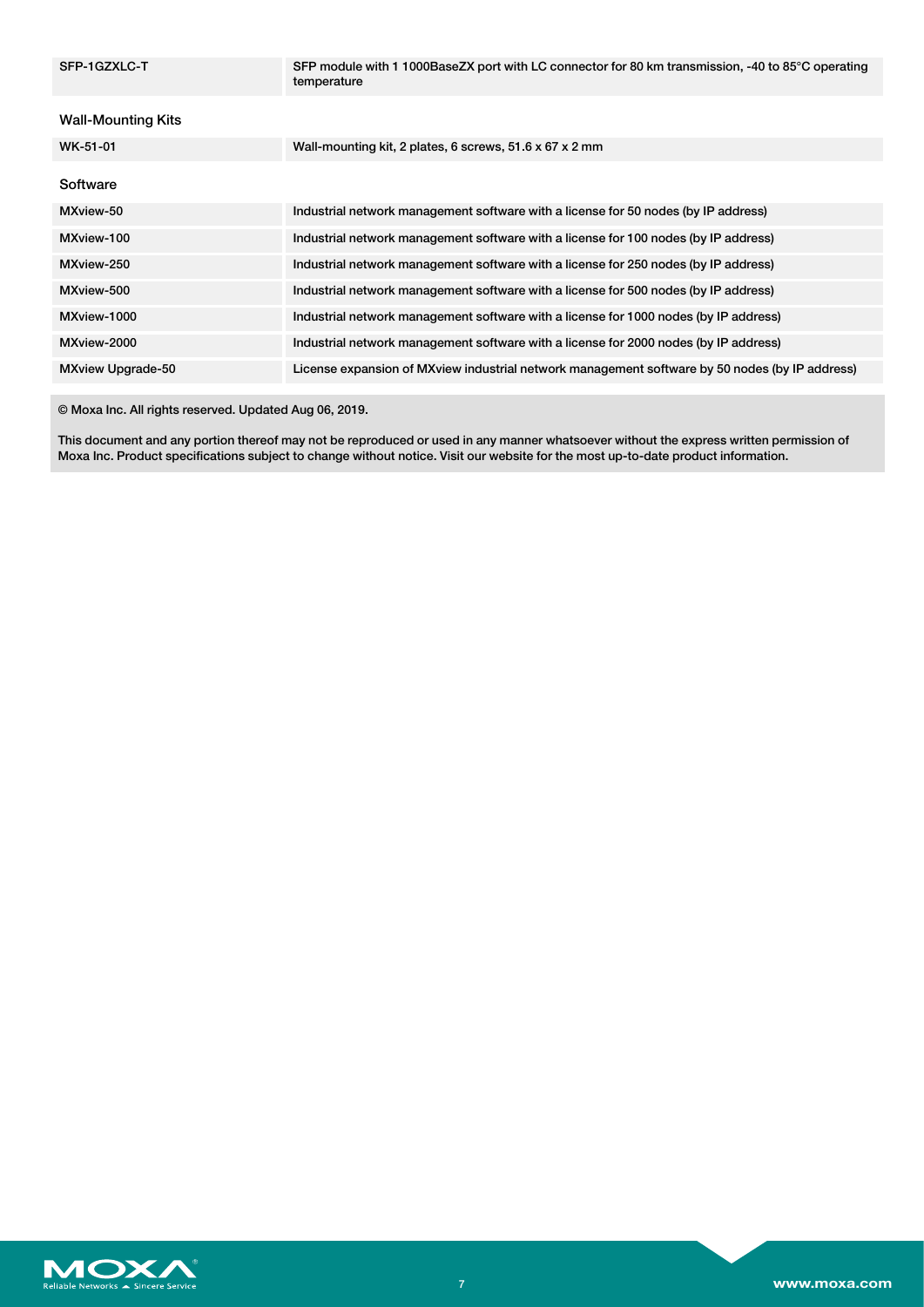| | |
|---|---|
| SFP-1GZXLC-T | SFP module with 1 1000BaseZX port with LC connector for 80 km transmission, -40 to 85°C operating temperature |

### Wall-Mounting Kits

| | |
|---|---|
| WK-51-01 | Wall-mounting kit, 2 plates, 6 screws, 51.6 x 67 x 2 mm |

### Software

| | |
|---|---|
| MXview-50 | Industrial network management software with a license for 50 nodes (by IP address) |
| MXview-100 | Industrial network management software with a license for 100 nodes (by IP address) |
| MXview-250 | Industrial network management software with a license for 250 nodes (by IP address) |
| MXview-500 | Industrial network management software with a license for 500 nodes (by IP address) |
| MXview-1000 | Industrial network management software with a license for 1000 nodes (by IP address) |
| MXview-2000 | Industrial network management software with a license for 2000 nodes (by IP address) |
| MXview Upgrade-50 | License expansion of MXview industrial network management software by 50 nodes (by IP address) |

© Moxa Inc. All rights reserved. Updated Aug 06, 2019.

This document and any portion thereof may not be reproduced or used in any manner whatsoever without the express written permission of Moxa Inc. Product specifications subject to change without notice. Visit our website for the most up-to-date product information.